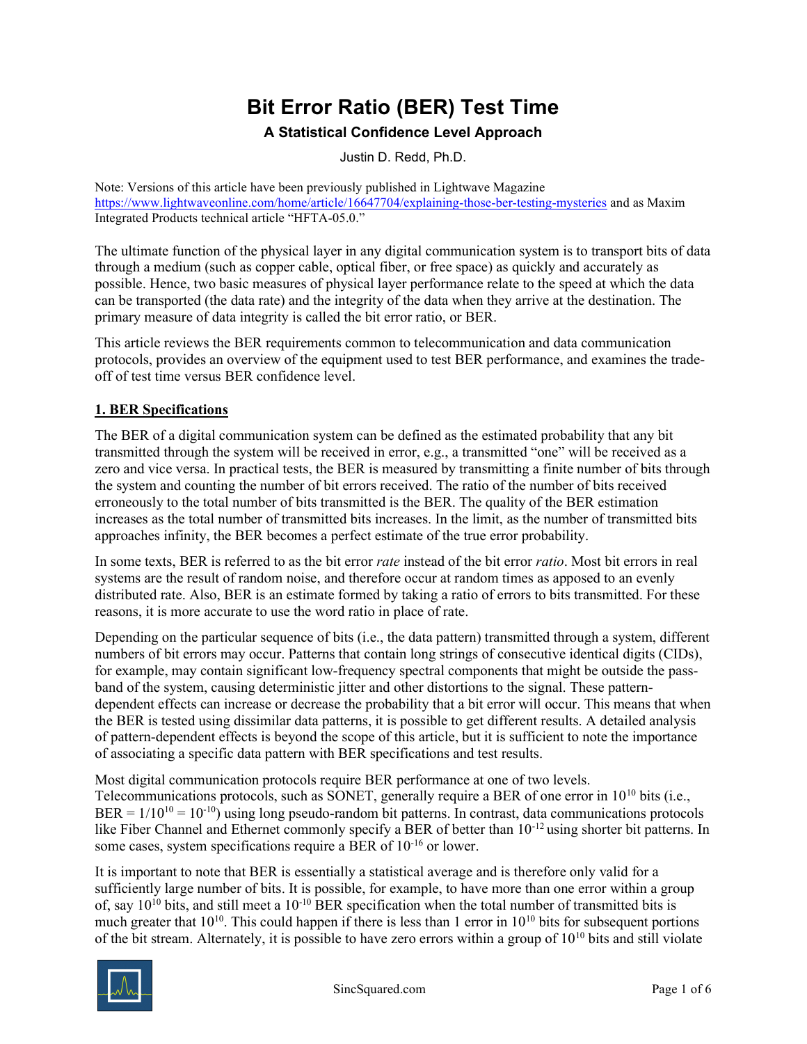# Bit Error Ratio (BER) Test Time

### A Statistical Confidence Level Approach

Justin D. Redd, Ph.D.

Note: Versions of this article have been previously published in Lightwave Magazine https://www.lightwaveonline.com/home/article/16647704/explaining-those-ber-testing-mysteries and as Maxim Integrated Products technical article "HFTA-05.0."

The ultimate function of the physical layer in any digital communication system is to transport bits of data through a medium (such as copper cable, optical fiber, or free space) as quickly and accurately as possible. Hence, two basic measures of physical layer performance relate to the speed at which the data can be transported (the data rate) and the integrity of the data when they arrive at the destination. The primary measure of data integrity is called the bit error ratio, or BER.

This article reviews the BER requirements common to telecommunication and data communication protocols, provides an overview of the equipment used to test BER performance, and examines the trade-off of test time versus BER confidence level.

## 1. BER Specifications

The BER of a digital communication system can be defined as the estimated probability that any bit transmitted through the system will be received in error, e.g., a transmitted "one" will be received as a zero and vice versa. In practical tests, the BER is measured by transmitting a finite number of bits through the system and counting the number of bit errors received. The ratio of the number of bits received erroneously to the total number of bits transmitted is the BER. The quality of the BER estimation increases as the total number of transmitted bits increases. In the limit, as the number of transmitted bits approaches infinity, the BER becomes a perfect estimate of the true error probability.

In some texts, BER is referred to as the bit error *rate* instead of the bit error *ratio*. Most bit errors in real systems are the result of random noise, and therefore occur at random times as apposed to an evenly distributed rate. Also, BER is an estimate formed by taking a ratio of errors to bits transmitted. For these reasons, it is more accurate to use the word ratio in place of rate.

Depending on the particular sequence of bits (i.e., the data pattern) transmitted through a system, different numbers of bit errors may occur. Patterns that contain long strings of consecutive identical digits (CIDs), for example, may contain significant low-frequency spectral components that might be outside the pass-band of the system, causing deterministic jitter and other distortions to the signal. These pattern-dependent effects can increase or decrease the probability that a bit error will occur. This means that when the BER is tested using dissimilar data patterns, it is possible to get different results. A detailed analysis of pattern-dependent effects is beyond the scope of this article, but it is sufficient to note the importance of associating a specific data pattern with BER specifications and test results.

Most digital communication protocols require BER performance at one of two levels. Telecommunications protocols, such as SONET, generally require a BER of one error in $10^{10}$ bits (i.e., BER = $1/10^{10} = 10^{-10}$) using long pseudo-random bit patterns. In contrast, data communications protocols like Fiber Channel and Ethernet commonly specify a BER of better than $10^{-12}$ using shorter bit patterns. In some cases, system specifications require a BER of $10^{-16}$ or lower.

It is important to note that BER is essentially a statistical average and is therefore only valid for a sufficiently large number of bits. It is possible, for example, to have more than one error within a group of, say $10^{10}$ bits, and still meet a $10^{-10}$ BER specification when the total number of transmitted bits is much greater that $10^{10}$. This could happen if there is less than 1 error in $10^{10}$ bits for subsequent portions of the bit stream. Alternately, it is possible to have zero errors within a group of $10^{10}$ bits and still violate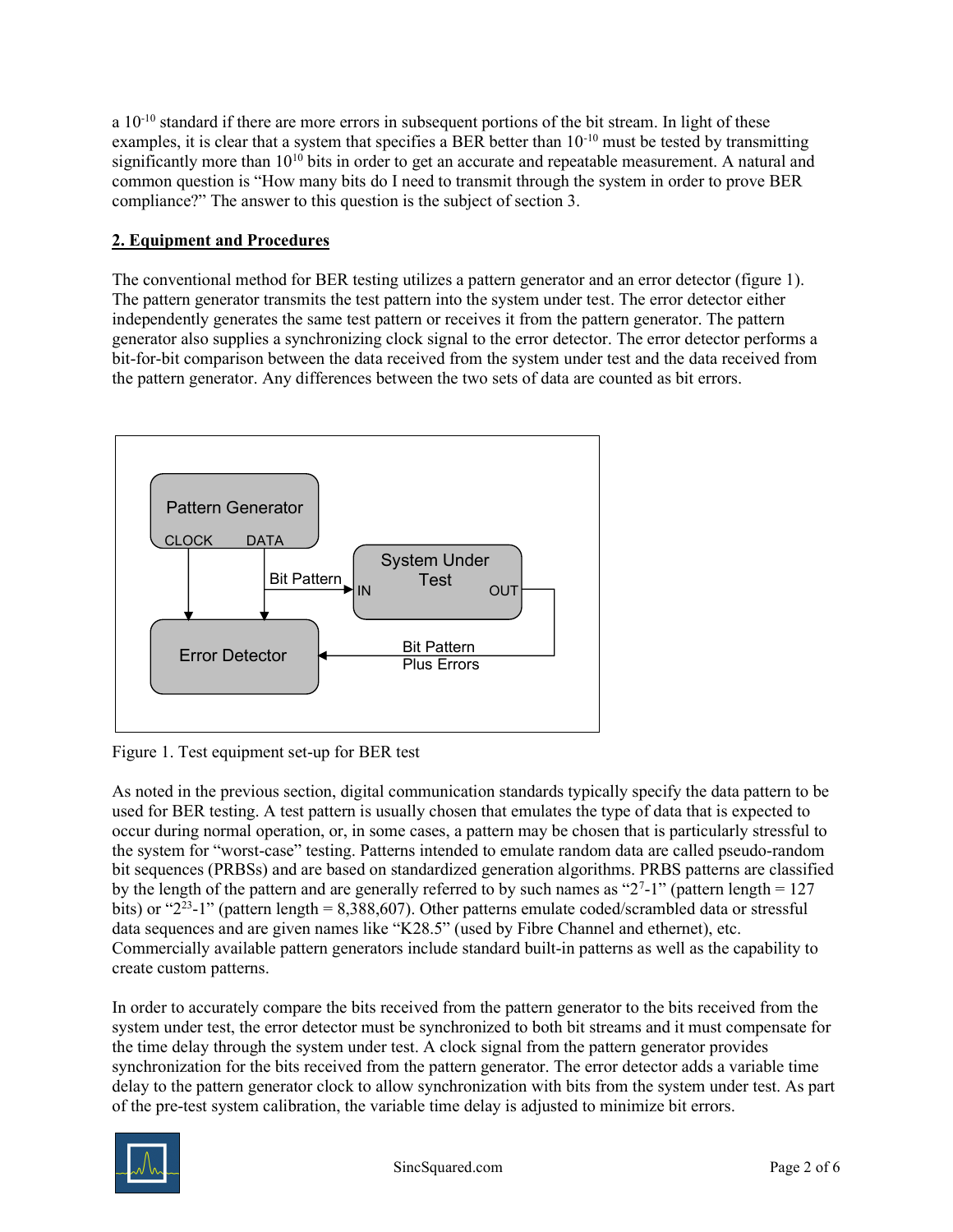a $10^{-10}$ standard if there are more errors in subsequent portions of the bit stream. In light of these examples, it is clear that a system that specifies a BER better than $10^{-10}$ must be tested by transmitting significantly more than $10^{10}$ bits in order to get an accurate and repeatable measurement. A natural and common question is "How many bits do I need to transmit through the system in order to prove BER compliance?" The answer to this question is the subject of section 3.

## 2. Equipment and Procedures

The conventional method for BER testing utilizes a pattern generator and an error detector (figure 1). The pattern generator transmits the test pattern into the system under test. The error detector either independently generates the same test pattern or receives it from the pattern generator. The pattern generator also supplies a synchronizing clock signal to the error detector. The error detector performs a bit-for-bit comparison between the data received from the system under test and the data received from the pattern generator. Any differences between the two sets of data are counted as bit errors.

Figure 1. Test equipment set-up for BER test

As noted in the previous section, digital communication standards typically specify the data pattern to be used for BER testing. A test pattern is usually chosen that emulates the type of data that is expected to occur during normal operation, or, in some cases, a pattern may be chosen that is particularly stressful to the system for "worst-case" testing. Patterns intended to emulate random data are called pseudo-random bit sequences (PRBSs) and are based on standardized generation algorithms. PRBS patterns are classified by the length of the pattern and are generally referred to by such names as "$2^7$-1" (pattern length = 127 bits) or "$2^{23}$-1" (pattern length = 8,388,607). Other patterns emulate coded/scrambled data or stressful data sequences and are given names like "K28.5" (used by Fibre Channel and ethernet), etc. Commercially available pattern generators include standard built-in patterns as well as the capability to create custom patterns.

In order to accurately compare the bits received from the pattern generator to the bits received from the system under test, the error detector must be synchronized to both bit streams and it must compensate for the time delay through the system under test. A clock signal from the pattern generator provides synchronization for the bits received from the pattern generator. The error detector adds a variable time delay to the pattern generator clock to allow synchronization with bits from the system under test. As part of the pre-test system calibration, the variable time delay is adjusted to minimize bit errors.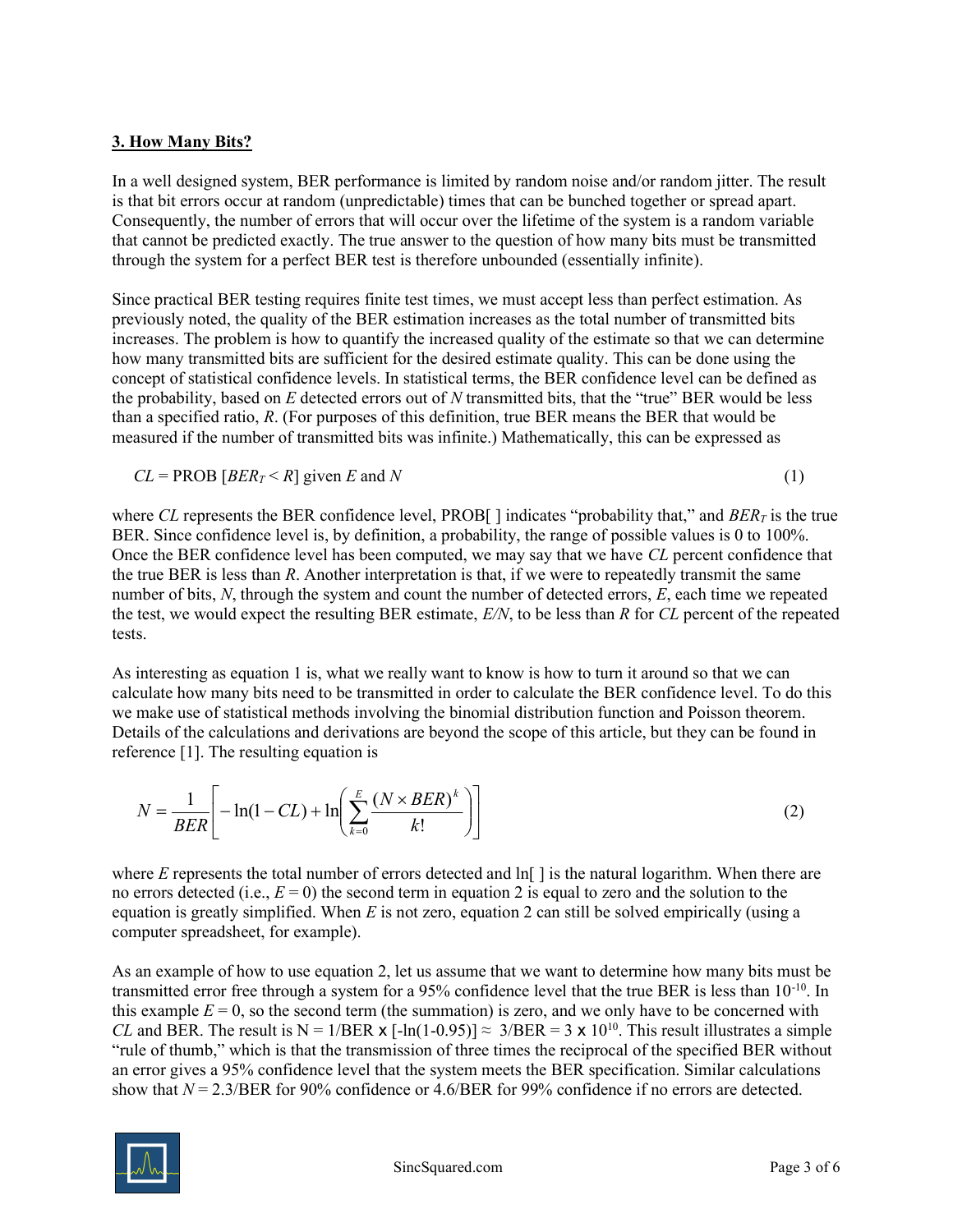### 3. How Many Bits?

In a well designed system, BER performance is limited by random noise and/or random jitter. The result is that bit errors occur at random (unpredictable) times that can be bunched together or spread apart. Consequently, the number of errors that will occur over the lifetime of the system is a random variable that cannot be predicted exactly. The true answer to the question of how many bits must be transmitted through the system for a perfect BER test is therefore unbounded (essentially infinite).

Since practical BER testing requires finite test times, we must accept less than perfect estimation. As previously noted, the quality of the BER estimation increases as the total number of transmitted bits increases. The problem is how to quantify the increased quality of the estimate so that we can determine how many transmitted bits are sufficient for the desired estimate quality. This can be done using the concept of statistical confidence levels. In statistical terms, the BER confidence level can be defined as the probability, based on $E$ detected errors out of $N$ transmitted bits, that the "true" BER would be less than a specified ratio, $R$. (For purposes of this definition, true BER means the BER that would be measured if the number of transmitted bits was infinite.) Mathematically, this can be expressed as

$$CL = \text{PROB}\left[BER_T < R\right] \text{ given } E \text{ and } N \tag{1}$$

where $CL$ represents the BER confidence level, PROB[ ] indicates "probability that," and $BER_T$ is the true BER. Since confidence level is, by definition, a probability, the range of possible values is 0 to 100%. Once the BER confidence level has been computed, we may say that we have $CL$ percent confidence that the true BER is less than $R$. Another interpretation is that, if we were to repeatedly transmit the same number of bits, $N$, through the system and count the number of detected errors, $E$, each time we repeated the test, we would expect the resulting BER estimate, $E/N$, to be less than $R$ for $CL$ percent of the repeated tests.

As interesting as equation 1 is, what we really want to know is how to turn it around so that we can calculate how many bits need to be transmitted in order to calculate the BER confidence level. To do this we make use of statistical methods involving the binomial distribution function and Poisson theorem. Details of the calculations and derivations are beyond the scope of this article, but they can be found in reference [1]. The resulting equation is

$$N = \frac{1}{BER}\left[-\ln(1-CL) + \ln\left(\sum_{k=0}^{E}\frac{(N \times BER)^k}{k!}\right)\right] \tag{2}$$

where $E$ represents the total number of errors detected and ln[ ] is the natural logarithm. When there are no errors detected (i.e., $E = 0$) the second term in equation 2 is equal to zero and the solution to the equation is greatly simplified. When $E$ is not zero, equation 2 can still be solved empirically (using a computer spreadsheet, for example).

As an example of how to use equation 2, let us assume that we want to determine how many bits must be transmitted error free through a system for a 95% confidence level that the true BER is less than $10^{-10}$. In this example $E = 0$, so the second term (the summation) is zero, and we only have to be concerned with $CL$ and BER. The result is $N = 1/BER \times [-\ln(1-0.95)] \approx 3/BER = 3 \times 10^{10}$. This result illustrates a simple "rule of thumb," which is that the transmission of three times the reciprocal of the specified BER without an error gives a 95% confidence level that the system meets the BER specification. Similar calculations show that $N = 2.3/BER$ for 90% confidence or $4.6/BER$ for 99% confidence if no errors are detected.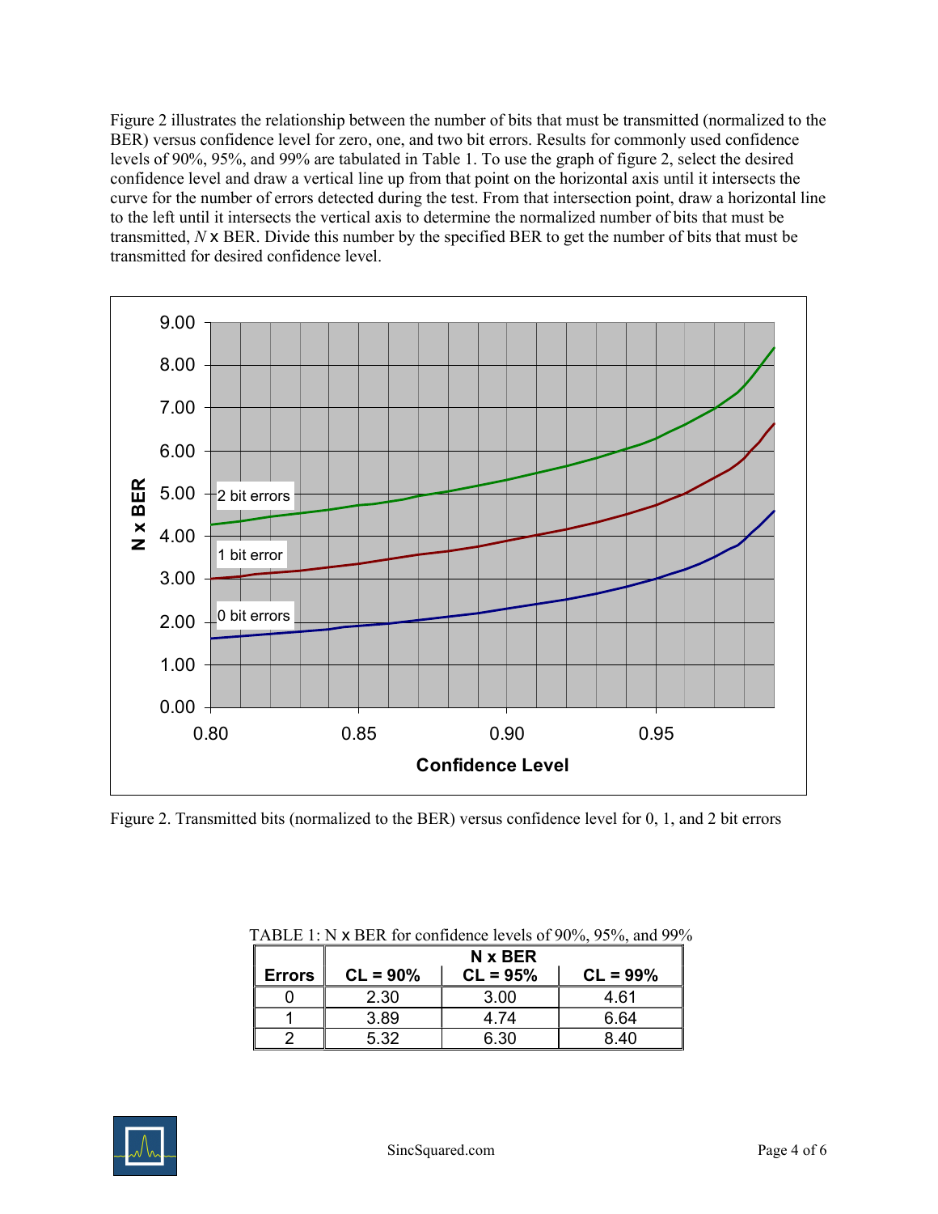Figure 2 illustrates the relationship between the number of bits that must be transmitted (normalized to the BER) versus confidence level for zero, one, and two bit errors. Results for commonly used confidence levels of 90%, 95%, and 99% are tabulated in Table 1. To use the graph of figure 2, select the desired confidence level and draw a vertical line up from that point on the horizontal axis until it intersects the curve for the number of errors detected during the test. From that intersection point, draw a horizontal line to the left until it intersects the vertical axis to determine the normalized number of bits that must be transmitted, $N$ x BER. Divide this number by the specified BER to get the number of bits that must be transmitted for desired confidence level.

Figure 2. Transmitted bits (normalized to the BER) versus confidence level for 0, 1, and 2 bit errors

TABLE 1: N x BER for confidence levels of 90%, 95%, and 99%

| Errors | N x BER CL = 90% | CL = 95% | CL = 99% |
|---|---|---|---|
| 0 | 2.30 | 3.00 | 4.61 |
| 1 | 3.89 | 4.74 | 6.64 |
| 2 | 5.32 | 6.30 | 8.40 |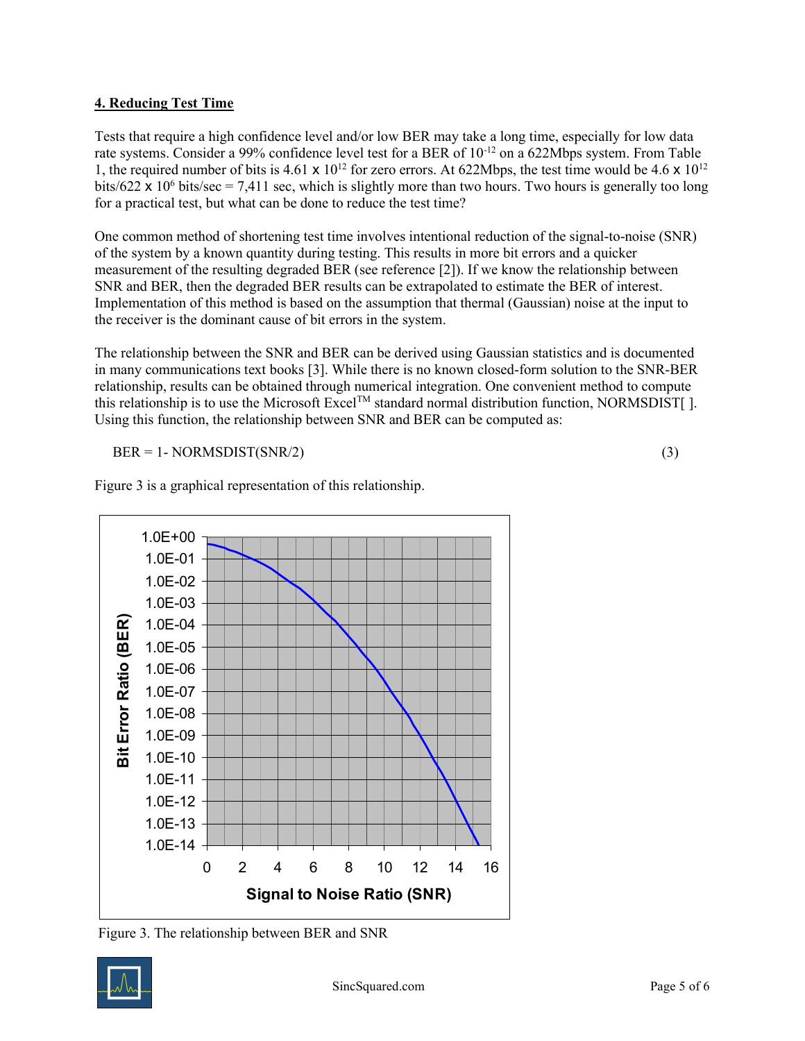## 4. Reducing Test Time

Tests that require a high confidence level and/or low BER may take a long time, especially for low data rate systems. Consider a 99% confidence level test for a BER of $10^{-12}$ on a 622Mbps system. From Table 1, the required number of bits is $4.61 \times 10^{12}$ for zero errors. At 622Mbps, the test time would be $4.6 \times 10^{12}$ bits/$622 \times 10^{6}$ bits/sec = 7,411 sec, which is slightly more than two hours. Two hours is generally too long for a practical test, but what can be done to reduce the test time?

One common method of shortening test time involves intentional reduction of the signal-to-noise (SNR) of the system by a known quantity during testing. This results in more bit errors and a quicker measurement of the resulting degraded BER (see reference [2]). If we know the relationship between SNR and BER, then the degraded BER results can be extrapolated to estimate the BER of interest. Implementation of this method is based on the assumption that thermal (Gaussian) noise at the input to the receiver is the dominant cause of bit errors in the system.

The relationship between the SNR and BER can be derived using Gaussian statistics and is documented in many communications text books [3]. While there is no known closed-form solution to the SNR-BER relationship, results can be obtained through numerical integration. One convenient method to compute this relationship is to use the Microsoft Excel™ standard normal distribution function, NORMSDIST[ ]. Using this function, the relationship between SNR and BER can be computed as:

BER = 1- NORMSDIST(SNR/2)     (3)

Figure 3 is a graphical representation of this relationship.

Figure 3. The relationship between BER and SNR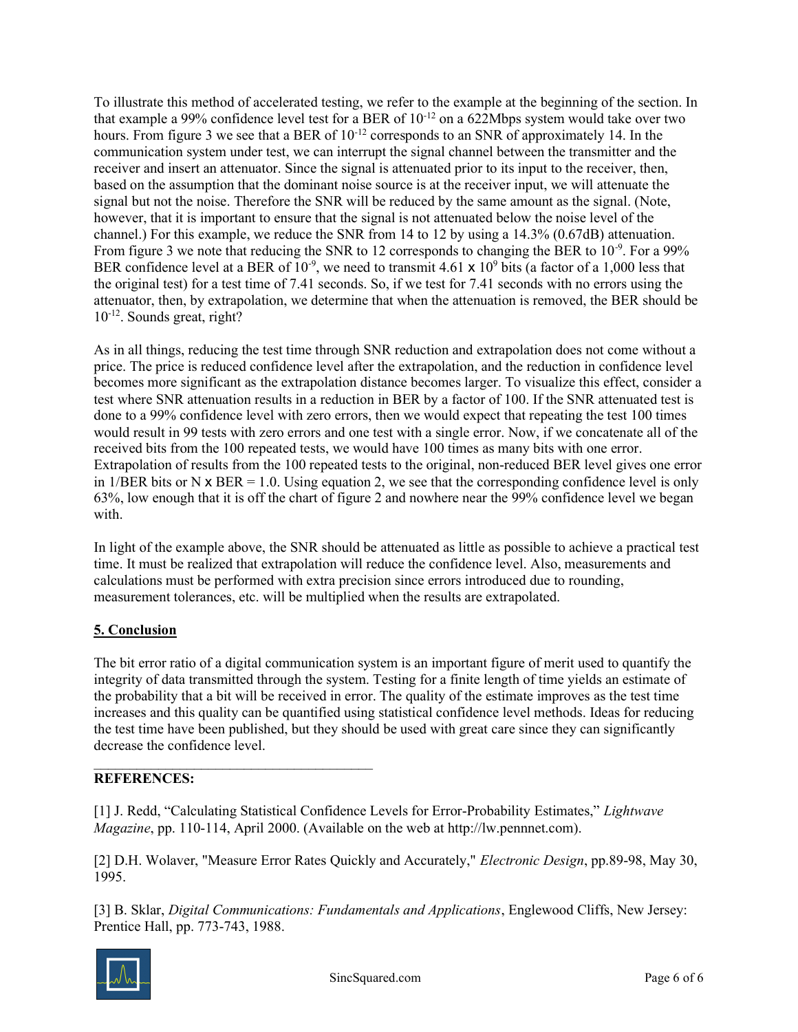To illustrate this method of accelerated testing, we refer to the example at the beginning of the section. In that example a 99% confidence level test for a BER of $10^{-12}$ on a 622Mbps system would take over two hours. From figure 3 we see that a BER of $10^{-12}$ corresponds to an SNR of approximately 14. In the communication system under test, we can interrupt the signal channel between the transmitter and the receiver and insert an attenuator. Since the signal is attenuated prior to its input to the receiver, then, based on the assumption that the dominant noise source is at the receiver input, we will attenuate the signal but not the noise. Therefore the SNR will be reduced by the same amount as the signal. (Note, however, that it is important to ensure that the signal is not attenuated below the noise level of the channel.) For this example, we reduce the SNR from 14 to 12 by using a 14.3% (0.67dB) attenuation. From figure 3 we note that reducing the SNR to 12 corresponds to changing the BER to $10^{-9}$. For a 99% BER confidence level at a BER of $10^{-9}$, we need to transmit $4.61 \times 10^{9}$ bits (a factor of a 1,000 less that the original test) for a test time of 7.41 seconds. So, if we test for 7.41 seconds with no errors using the attenuator, then, by extrapolation, we determine that when the attenuation is removed, the BER should be $10^{-12}$. Sounds great, right?

As in all things, reducing the test time through SNR reduction and extrapolation does not come without a price. The price is reduced confidence level after the extrapolation, and the reduction in confidence level becomes more significant as the extrapolation distance becomes larger. To visualize this effect, consider a test where SNR attenuation results in a reduction in BER by a factor of 100. If the SNR attenuated test is done to a 99% confidence level with zero errors, then we would expect that repeating the test 100 times would result in 99 tests with zero errors and one test with a single error. Now, if we concatenate all of the received bits from the 100 repeated tests, we would have 100 times as many bits with one error. Extrapolation of results from the 100 repeated tests to the original, non-reduced BER level gives one error in 1/BER bits or $N \times BER = 1.0$. Using equation 2, we see that the corresponding confidence level is only 63%, low enough that it is off the chart of figure 2 and nowhere near the 99% confidence level we began with.

In light of the example above, the SNR should be attenuated as little as possible to achieve a practical test time. It must be realized that extrapolation will reduce the confidence level. Also, measurements and calculations must be performed with extra precision since errors introduced due to rounding, measurement tolerances, etc. will be multiplied when the results are extrapolated.

## 5. Conclusion

The bit error ratio of a digital communication system is an important figure of merit used to quantify the integrity of data transmitted through the system. Testing for a finite length of time yields an estimate of the probability that a bit will be received in error. The quality of the estimate improves as the test time increases and this quality can be quantified using statistical confidence level methods. Ideas for reducing the test time have been published, but they should be used with great care since they can significantly decrease the confidence level.

**REFERENCES:**

[1] J. Redd, "Calculating Statistical Confidence Levels for Error-Probability Estimates," *Lightwave Magazine*, pp. 110-114, April 2000. (Available on the web at http://lw.pennnet.com).

[2] D.H. Wolaver, "Measure Error Rates Quickly and Accurately," *Electronic Design*, pp.89-98, May 30, 1995.

[3] B. Sklar, *Digital Communications: Fundamentals and Applications*, Englewood Cliffs, New Jersey: Prentice Hall, pp. 773-743, 1988.